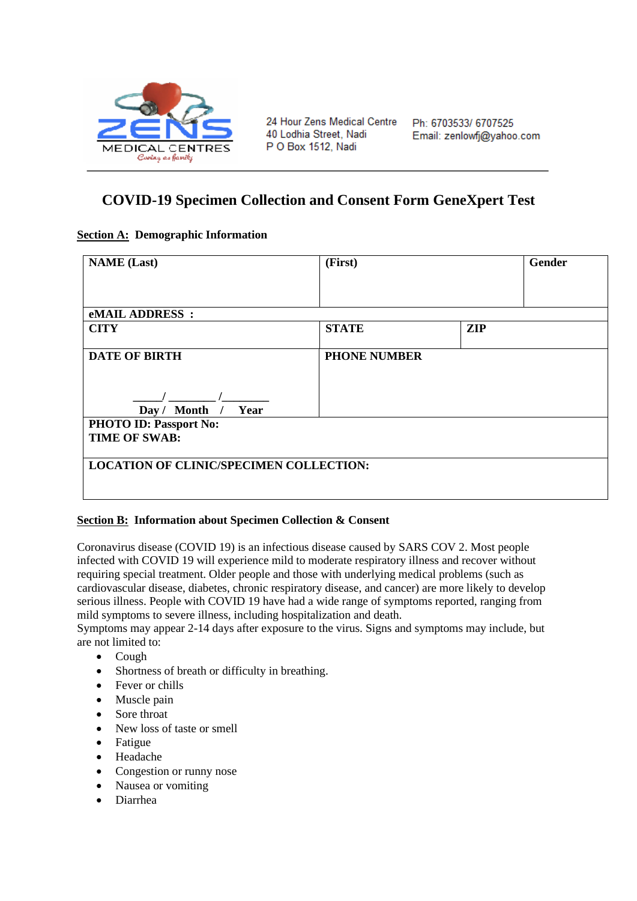ZENS MEDICAL CENTRES
Caring as family

24 Hour Zens Medical Centre
40 Lodhia Street, Nadi
P O Box 1512, Nadi

Ph: 6703533/ 6707525
Email: zenlowfj@yahoo.com

# COVID-19 Specimen Collection and Consent Form GeneXpert Test

**Section A: Demographic Information**

| **NAME (Last)** | **(First)** | | **Gender** |
|---|---|---|---|
| **eMAIL ADDRESS :** | | | |
| **CITY** | **STATE** | **ZIP** | |
| **DATE OF BIRTH**<br>_____/ ________ /________<br>**Day / Month / Year** | **PHONE NUMBER** | | |
| **PHOTO ID: Passport No:**<br>**TIME OF SWAB:** | | | |
| **LOCATION OF CLINIC/SPECIMEN COLLECTION:** | | | |

**Section B: Information about Specimen Collection & Consent**

Coronavirus disease (COVID 19) is an infectious disease caused by SARS COV 2. Most people infected with COVID 19 will experience mild to moderate respiratory illness and recover without requiring special treatment. Older people and those with underlying medical problems (such as cardiovascular disease, diabetes, chronic respiratory disease, and cancer) are more likely to develop serious illness. People with COVID 19 have had a wide range of symptoms reported, ranging from mild symptoms to severe illness, including hospitalization and death.
Symptoms may appear 2-14 days after exposure to the virus. Signs and symptoms may include, but are not limited to:

- Cough
- Shortness of breath or difficulty in breathing.
- Fever or chills
- Muscle pain
- Sore throat
- New loss of taste or smell
- Fatigue
- Headache
- Congestion or runny nose
- Nausea or vomiting
- Diarrhea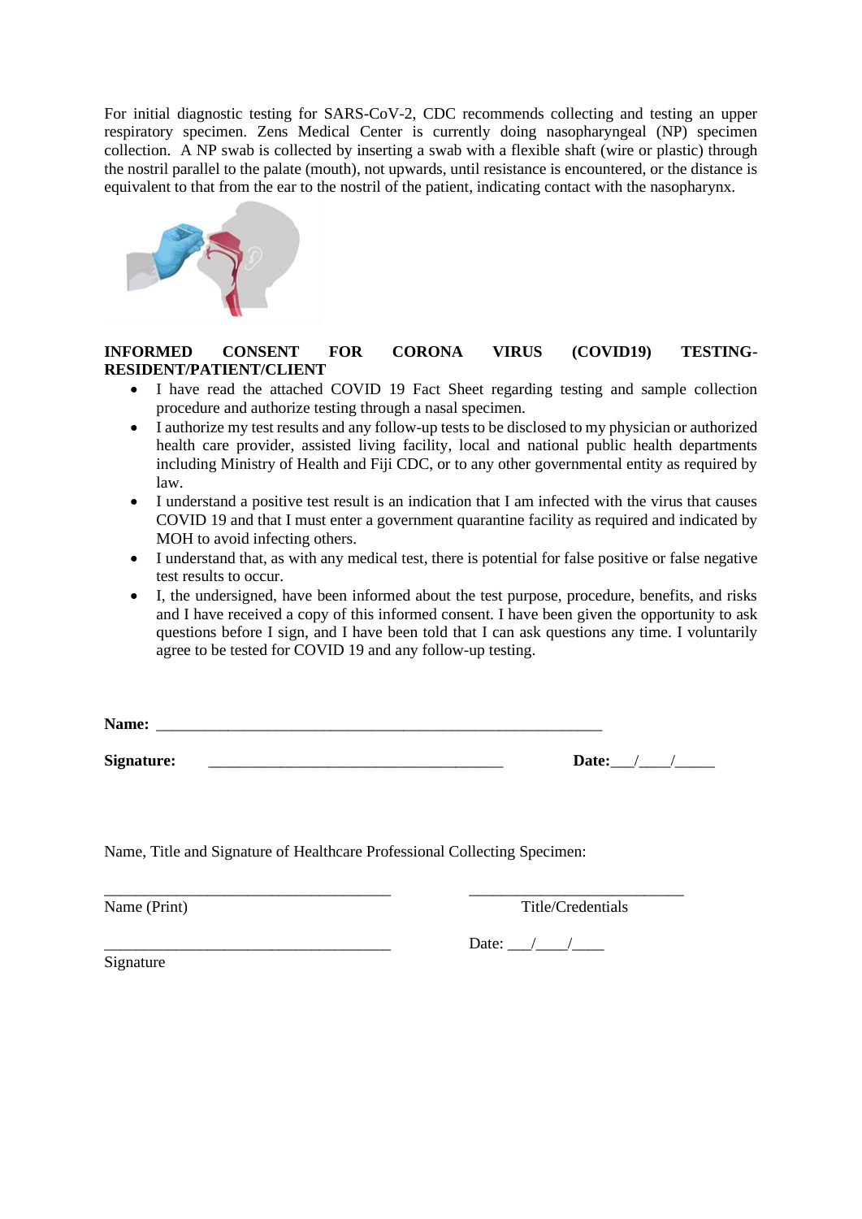For initial diagnostic testing for SARS-CoV-2, CDC recommends collecting and testing an upper respiratory specimen. Zens Medical Center is currently doing nasopharyngeal (NP) specimen collection. A NP swab is collected by inserting a swab with a flexible shaft (wire or plastic) through the nostril parallel to the palate (mouth), not upwards, until resistance is encountered, or the distance is equivalent to that from the ear to the nostril of the patient, indicating contact with the nasopharynx.

**INFORMED CONSENT FOR CORONA VIRUS (COVID19) TESTING-RESIDENT/PATIENT/CLIENT**

- I have read the attached COVID 19 Fact Sheet regarding testing and sample collection procedure and authorize testing through a nasal specimen.
- I authorize my test results and any follow-up tests to be disclosed to my physician or authorized health care provider, assisted living facility, local and national public health departments including Ministry of Health and Fiji CDC, or to any other governmental entity as required by law.
- I understand a positive test result is an indication that I am infected with the virus that causes COVID 19 and that I must enter a government quarantine facility as required and indicated by MOH to avoid infecting others.
- I understand that, as with any medical test, there is potential for false positive or false negative test results to occur.
- I, the undersigned, have been informed about the test purpose, procedure, benefits, and risks and I have received a copy of this informed consent. I have been given the opportunity to ask questions before I sign, and I have been told that I can ask questions any time. I voluntarily agree to be tested for COVID 19 and any follow-up testing.

**Name:** ___________________________________________________________

**Signature:** ______________________________________ **Date:**___/____/_____

Name, Title and Signature of Healthcare Professional Collecting Specimen:

____________________________________ ___________________________

Name (Print) Title/Credentials

____________________________________ Date: ___/____/____

Signature